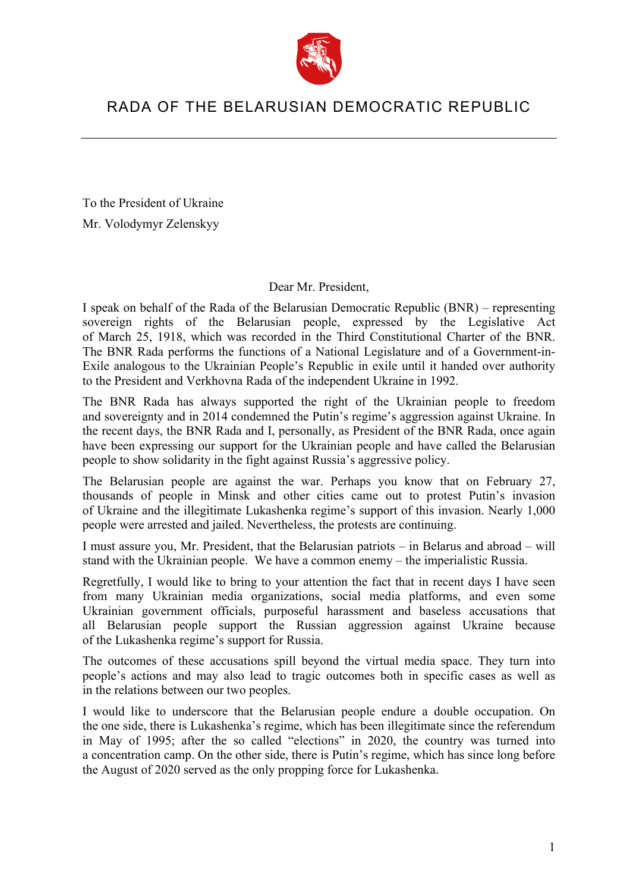# RADA OF THE BELARUSIAN DEMOCRATIC REPUBLIC

To the President of Ukraine

Mr. Volodymyr Zelenskyy

Dear Mr. President,

I speak on behalf of the Rada of the Belarusian Democratic Republic (BNR) – representing sovereign rights of the Belarusian people, expressed by the Legislative Act of March 25, 1918, which was recorded in the Third Constitutional Charter of the BNR. The BNR Rada performs the functions of a National Legislature and of a Government-in-Exile analogous to the Ukrainian People's Republic in exile until it handed over authority to the President and Verkhovna Rada of the independent Ukraine in 1992.

The BNR Rada has always supported the right of the Ukrainian people to freedom and sovereignty and in 2014 condemned the Putin's regime's aggression against Ukraine. In the recent days, the BNR Rada and I, personally, as President of the BNR Rada, once again have been expressing our support for the Ukrainian people and have called the Belarusian people to show solidarity in the fight against Russia's aggressive policy.

The Belarusian people are against the war. Perhaps you know that on February 27, thousands of people in Minsk and other cities came out to protest Putin's invasion of Ukraine and the illegitimate Lukashenka regime's support of this invasion. Nearly 1,000 people were arrested and jailed. Nevertheless, the protests are continuing.

I must assure you, Mr. President, that the Belarusian patriots – in Belarus and abroad – will stand with the Ukrainian people. We have a common enemy – the imperialistic Russia.

Regretfully, I would like to bring to your attention the fact that in recent days I have seen from many Ukrainian media organizations, social media platforms, and even some Ukrainian government officials, purposeful harassment and baseless accusations that all Belarusian people support the Russian aggression against Ukraine because of the Lukashenka regime's support for Russia.

The outcomes of these accusations spill beyond the virtual media space. They turn into people's actions and may also lead to tragic outcomes both in specific cases as well as in the relations between our two peoples.

I would like to underscore that the Belarusian people endure a double occupation. On the one side, there is Lukashenka's regime, which has been illegitimate since the referendum in May of 1995; after the so called "elections" in 2020, the country was turned into a concentration camp. On the other side, there is Putin's regime, which has since long before the August of 2020 served as the only propping force for Lukashenka.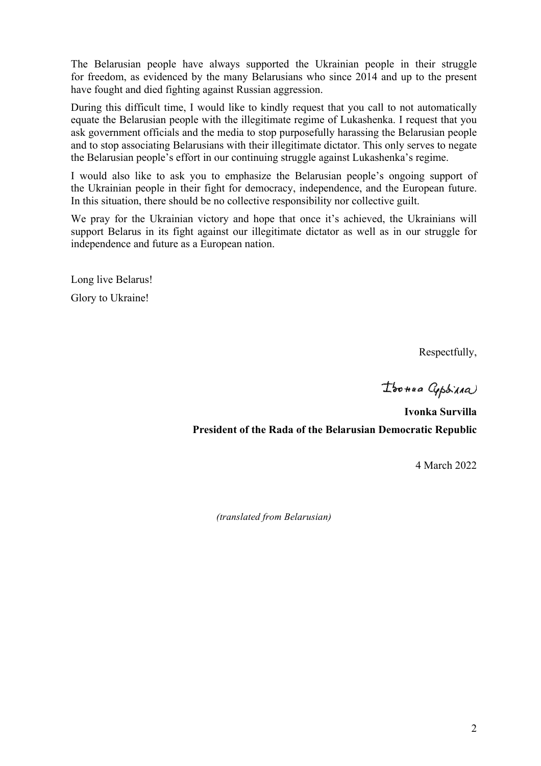The Belarusian people have always supported the Ukrainian people in their struggle for freedom, as evidenced by the many Belarusians who since 2014 and up to the present have fought and died fighting against Russian aggression.

During this difficult time, I would like to kindly request that you call to not automatically equate the Belarusian people with the illegitimate regime of Lukashenka. I request that you ask government officials and the media to stop purposefully harassing the Belarusian people and to stop associating Belarusians with their illegitimate dictator. This only serves to negate the Belarusian people's effort in our continuing struggle against Lukashenka's regime.

I would also like to ask you to emphasize the Belarusian people's ongoing support of the Ukrainian people in their fight for democracy, independence, and the European future. In this situation, there should be no collective responsibility nor collective guilt.

We pray for the Ukrainian victory and hope that once it's achieved, the Ukrainians will support Belarus in its fight against our illegitimate dictator as well as in our struggle for independence and future as a European nation.

Long live Belarus!

Glory to Ukraine!

Respectfully,

Івонка Сурвілла

**Ivonka Survilla**

**President of the Rada of the Belarusian Democratic Republic**

4 March 2022

*(translated from Belarusian)*